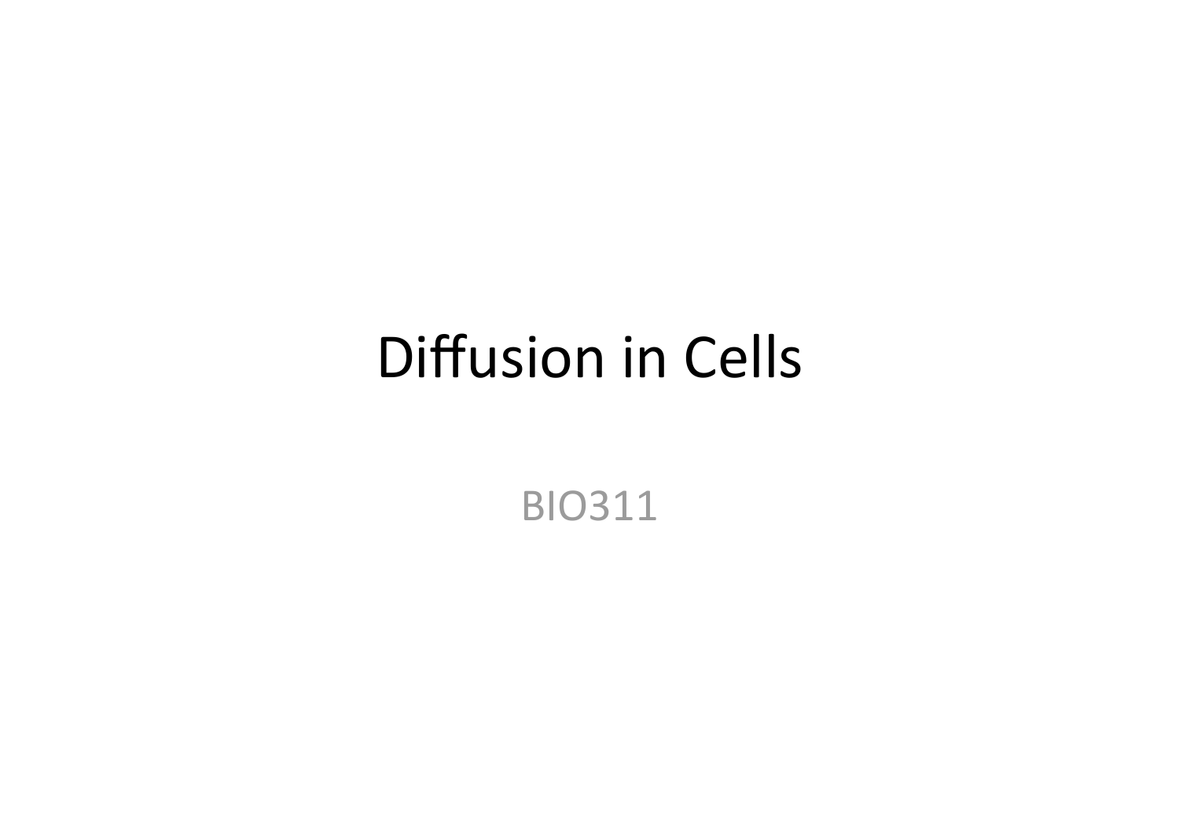# Diffusion in Cells

BIO311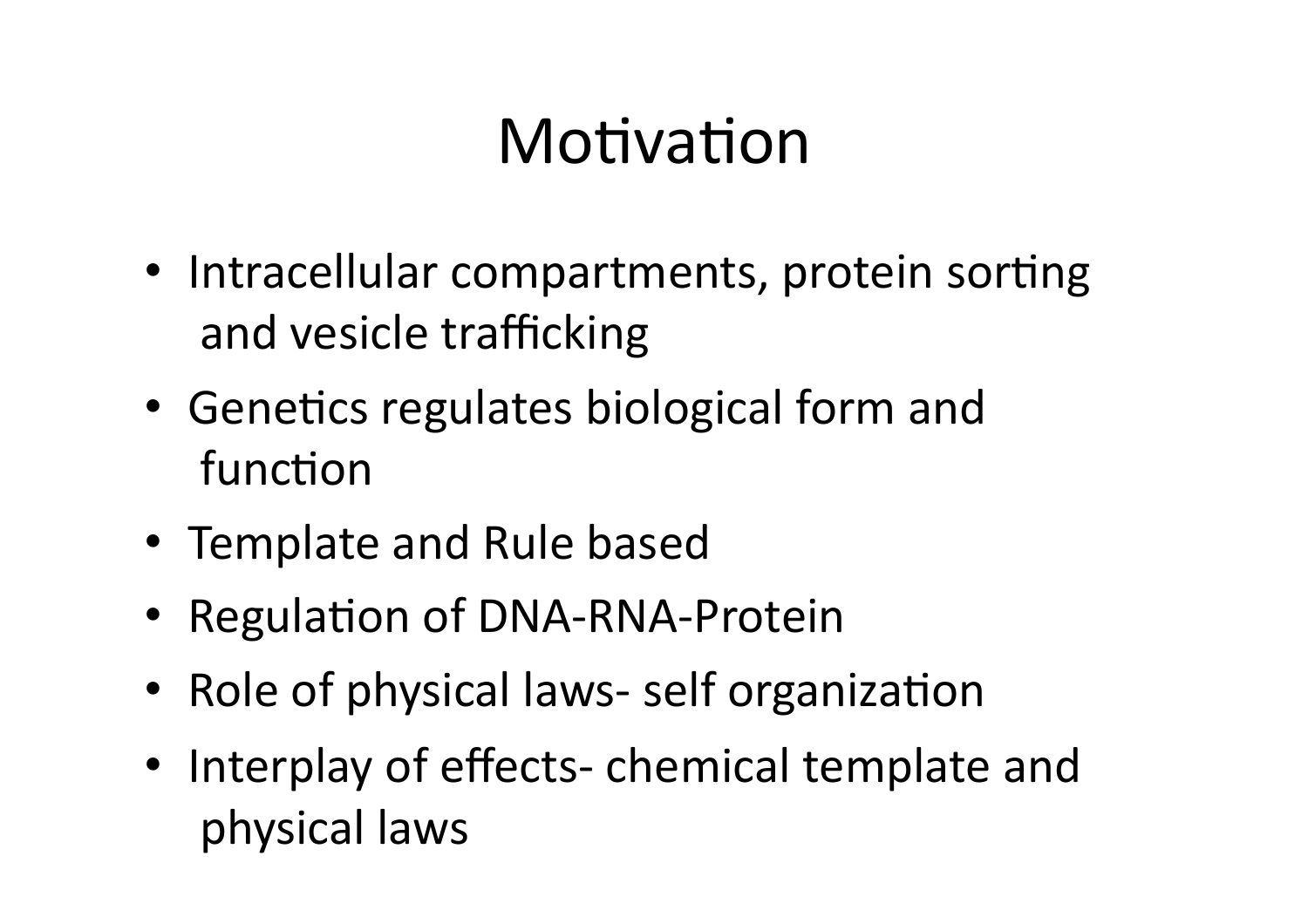# Motivation

- Intracellular compartments, protein sorting and vesicle trafficking
- Genetics regulates biological form and function
- Template and Rule based
- Regulation of DNA-RNA-Protein
- Role of physical laws- self organization
- Interplay of effects- chemical template and physical laws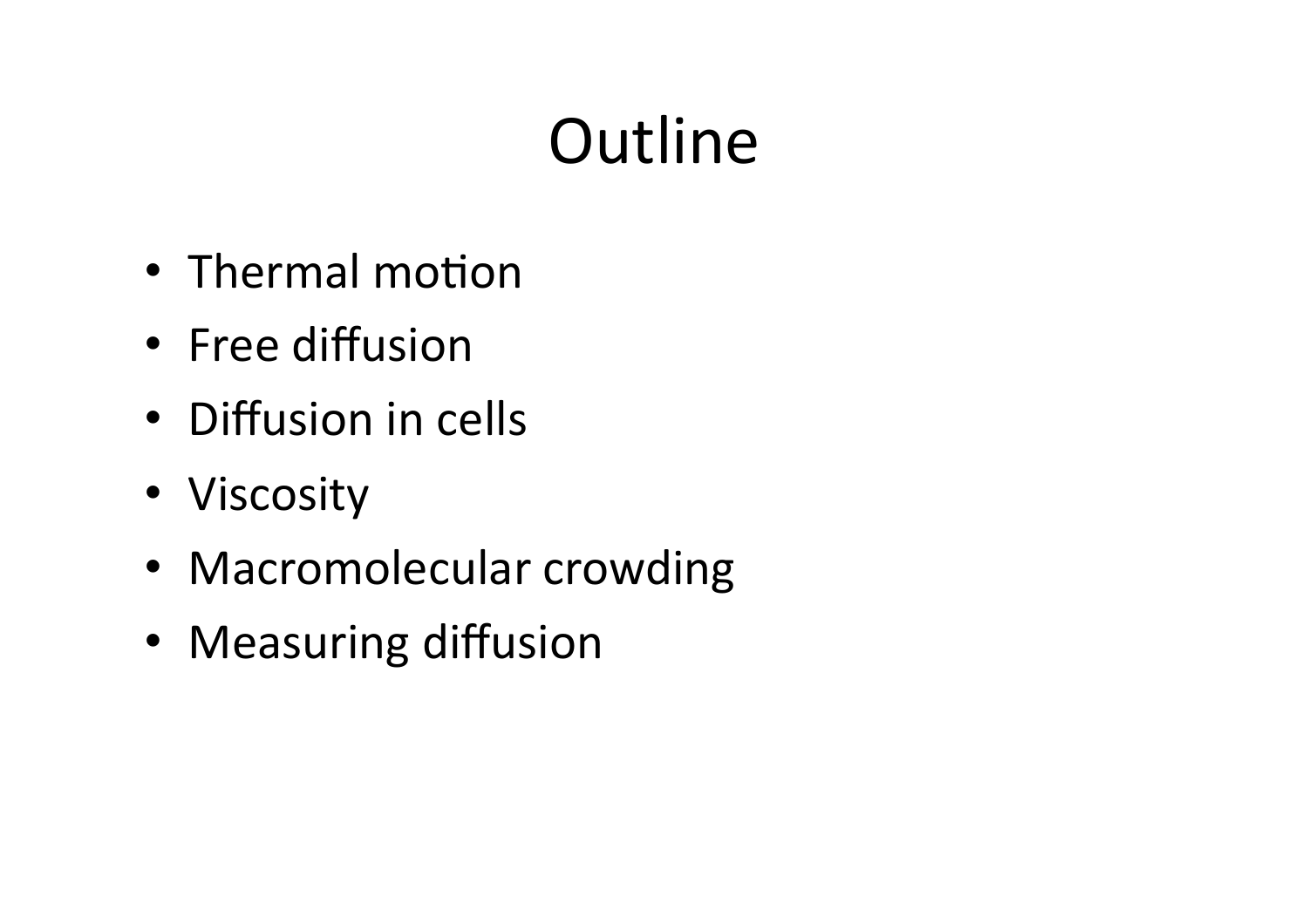# Outline

- Thermal motion
- Free diffusion
- Diffusion in cells
- Viscosity
- Macromolecular crowding
- Measuring diffusion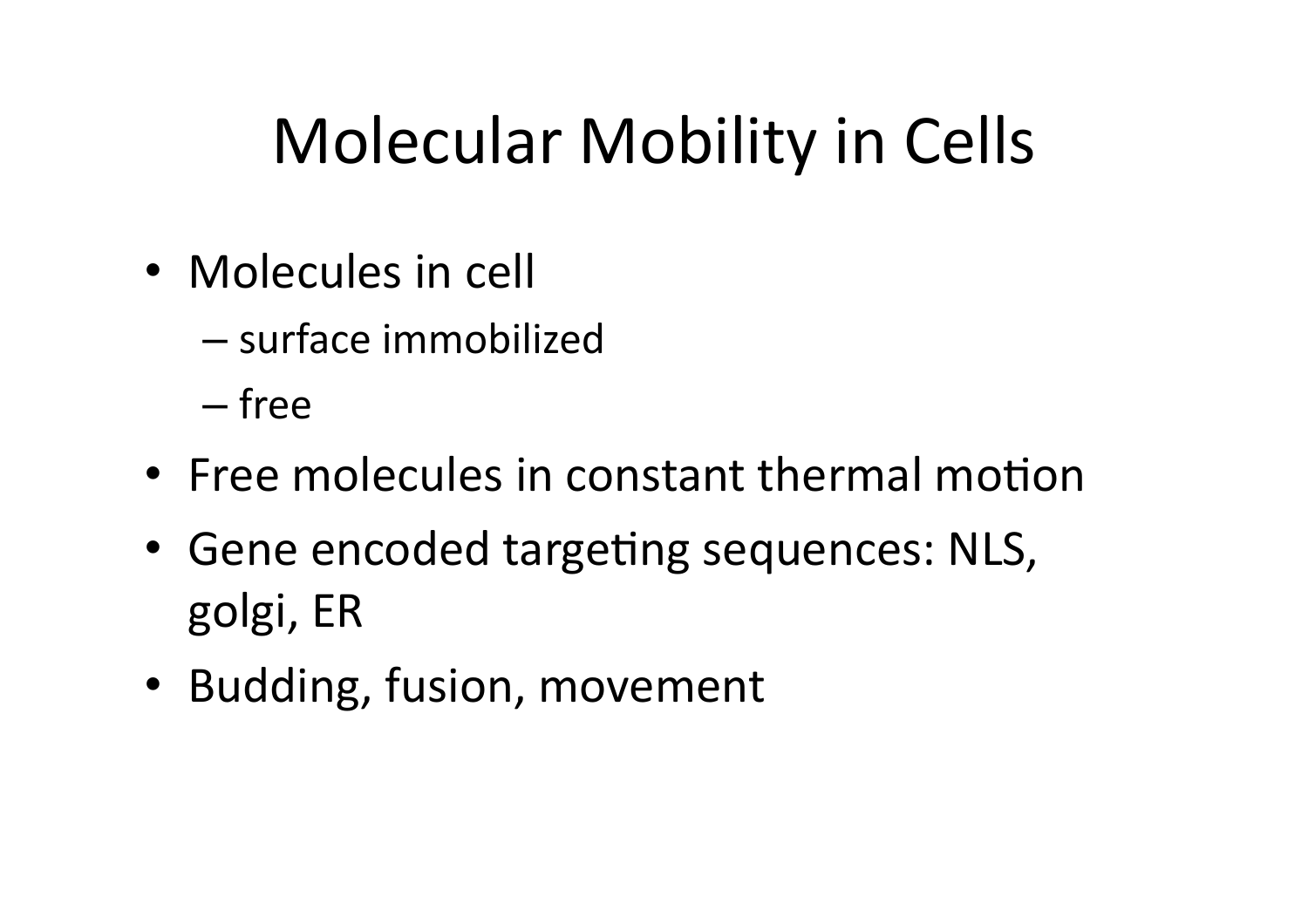# Molecular Mobility in Cells

- Molecules in cell
  - surface immobilized
  - free
- Free molecules in constant thermal motion
- Gene encoded targeting sequences: NLS, golgi, ER
- Budding, fusion, movement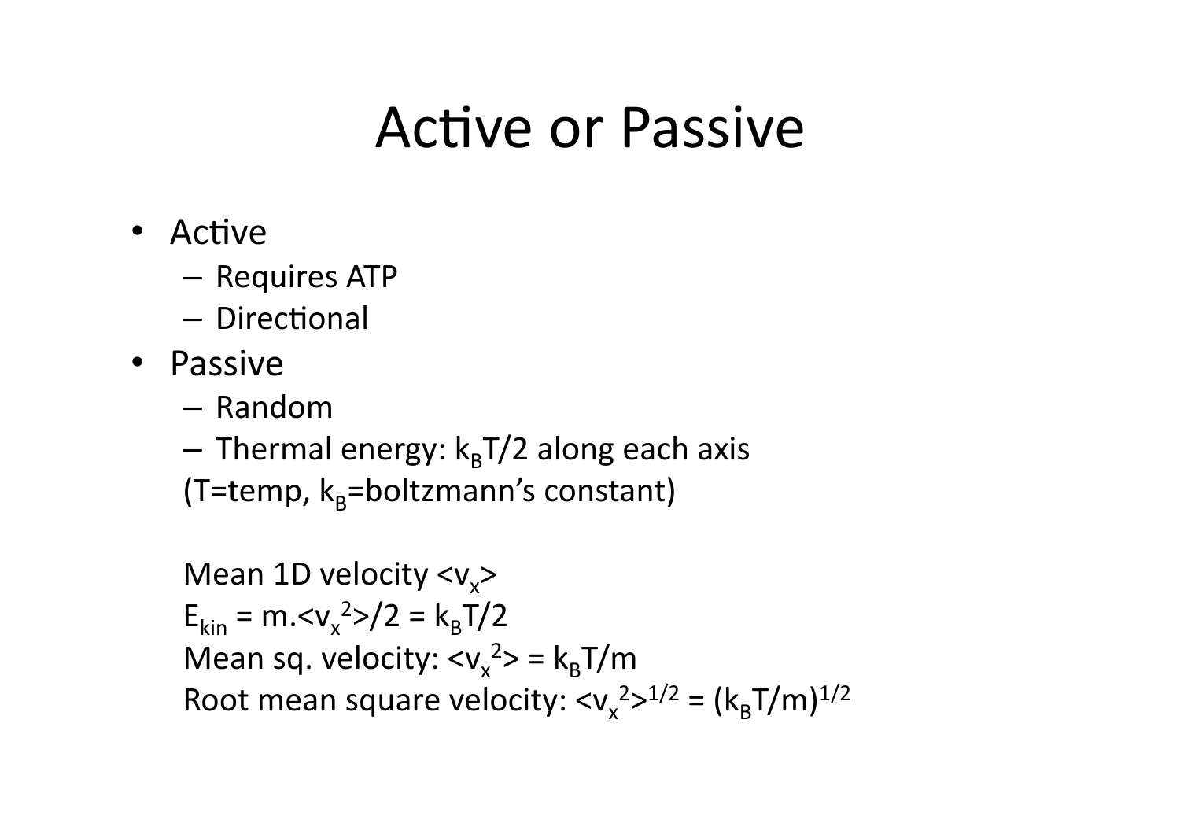# Active or Passive

- Active
  - Requires ATP
  - Directional
- Passive
  - Random
  - Thermal energy: $k_BT/2$ along each axis

  (T=temp, $k_B$=boltzmann's constant)

  Mean 1D velocity $<v_x>$

  $E_{kin} = m.<v_x^2>/2 = k_BT/2$

  Mean sq. velocity: $<v_x^2> = k_BT/m$

  Root mean square velocity: $<v_x^2>^{1/2} = (k_BT/m)^{1/2}$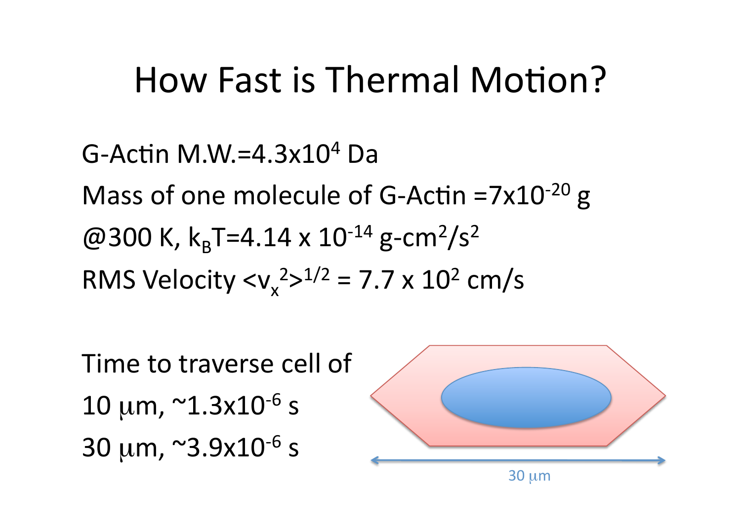# How Fast is Thermal Motion?

G-Actin M.W.=$4.3 \times 10^4$ Da

Mass of one molecule of G-Actin =$7 \times 10^{-20}$ g

@300 K, $k_B T = 4.14 \times 10^{-14}$ g-cm$^2$/s$^2$

RMS Velocity $\langle v_x^2 \rangle^{1/2} = 7.7 \times 10^2$ cm/s

Time to traverse cell of

10 μm, ~$1.3 \times 10^{-6}$ s

30 μm, ~$3.9 \times 10^{-6}$ s

30 μm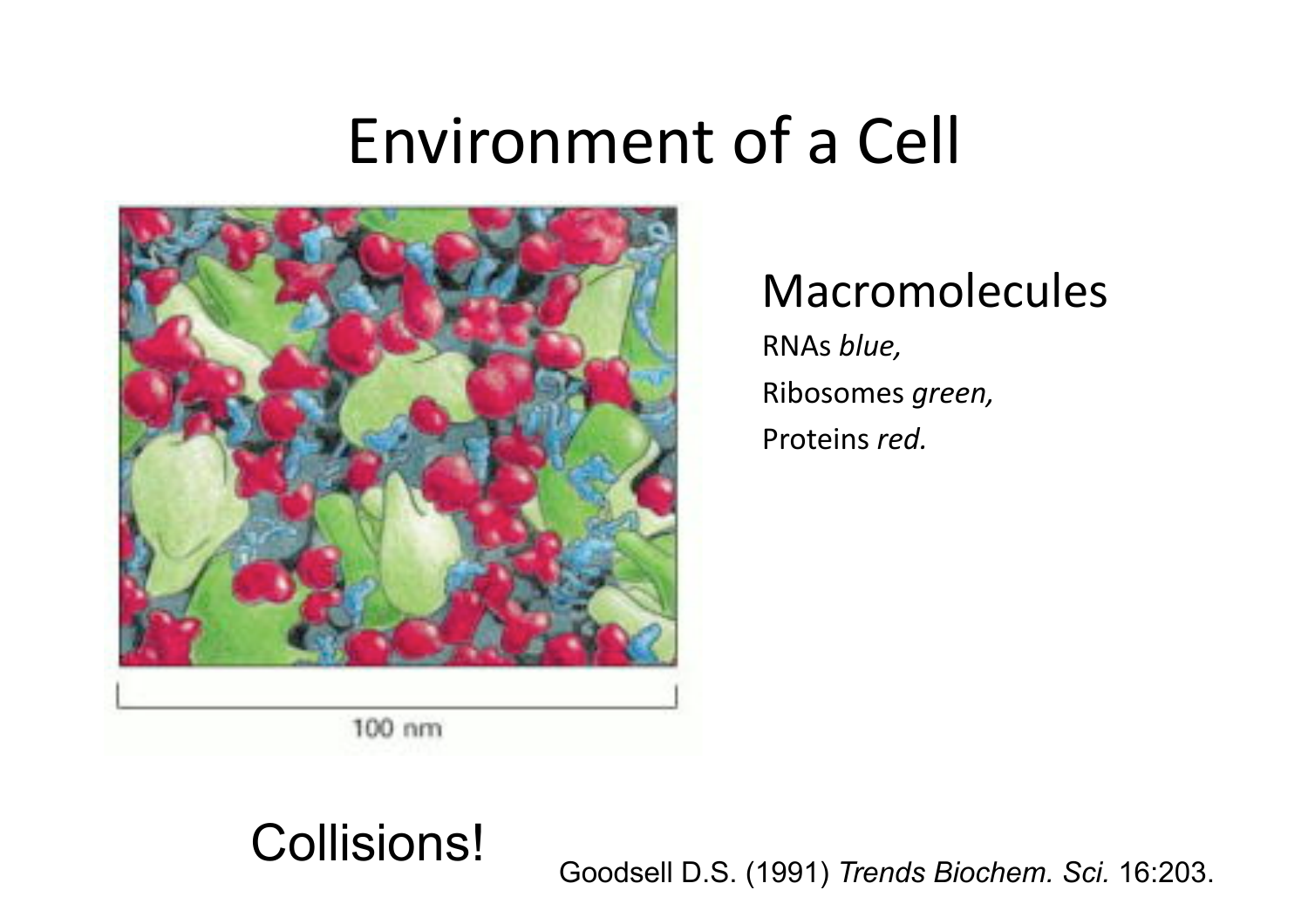# Environment of a Cell

100 nm

## Macromolecules

RNAs *blue,*

Ribosomes *green,*

Proteins *red.*

Collisions!

Goodsell D.S. (1991) *Trends Biochem. Sci.* 16:203.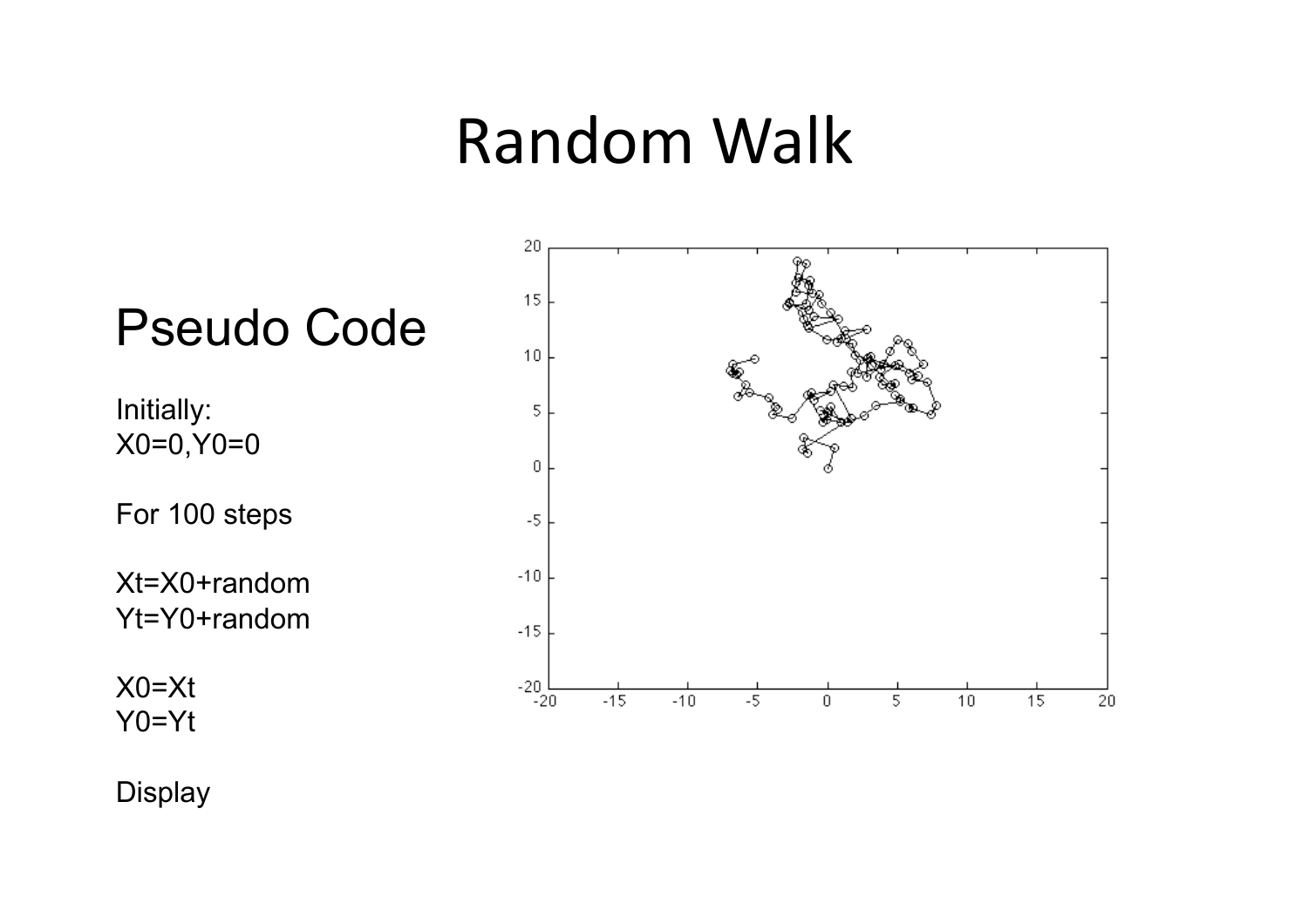# Random Walk

## Pseudo Code

Initially:
X0=0,Y0=0

For 100 steps

Xt=X0+random
Yt=Y0+random

X0=Xt
Y0=Yt

Display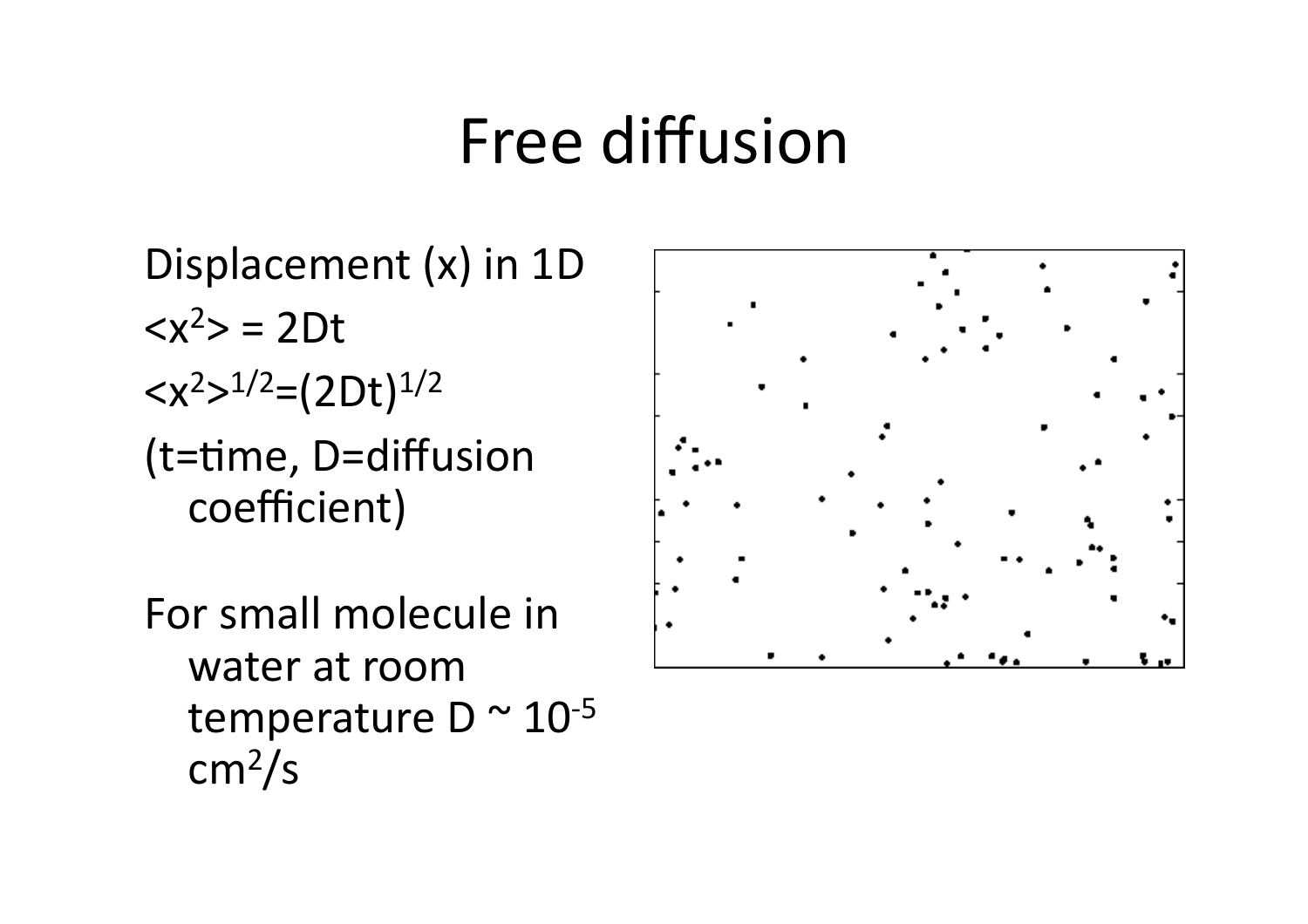# Free diffusion

Displacement (x) in 1D

$\langle x^2 \rangle = 2Dt$

$\langle x^2 \rangle^{1/2} = (2Dt)^{1/2}$

(t=time, D=diffusion coefficient)

For small molecule in water at room temperature D ~ $10^{-5}$ $cm^2/s$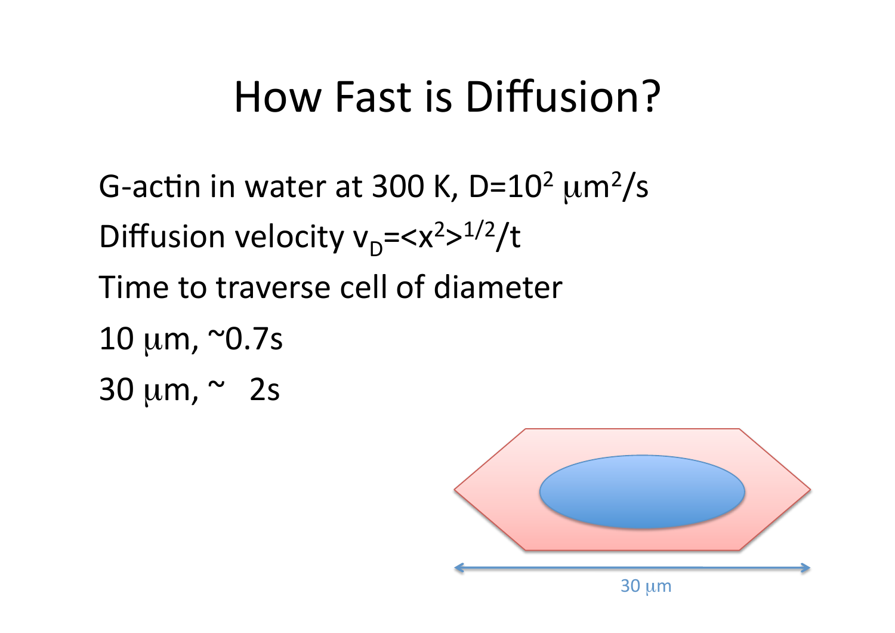# How Fast is Diffusion?

G-actin in water at 300 K, $D=10^2\ \mu m^2/s$

Diffusion velocity $v_D=\langle x^2\rangle^{1/2}/t$

Time to traverse cell of diameter

10 μm, ~0.7s

30 μm, ~ 2s

30 μm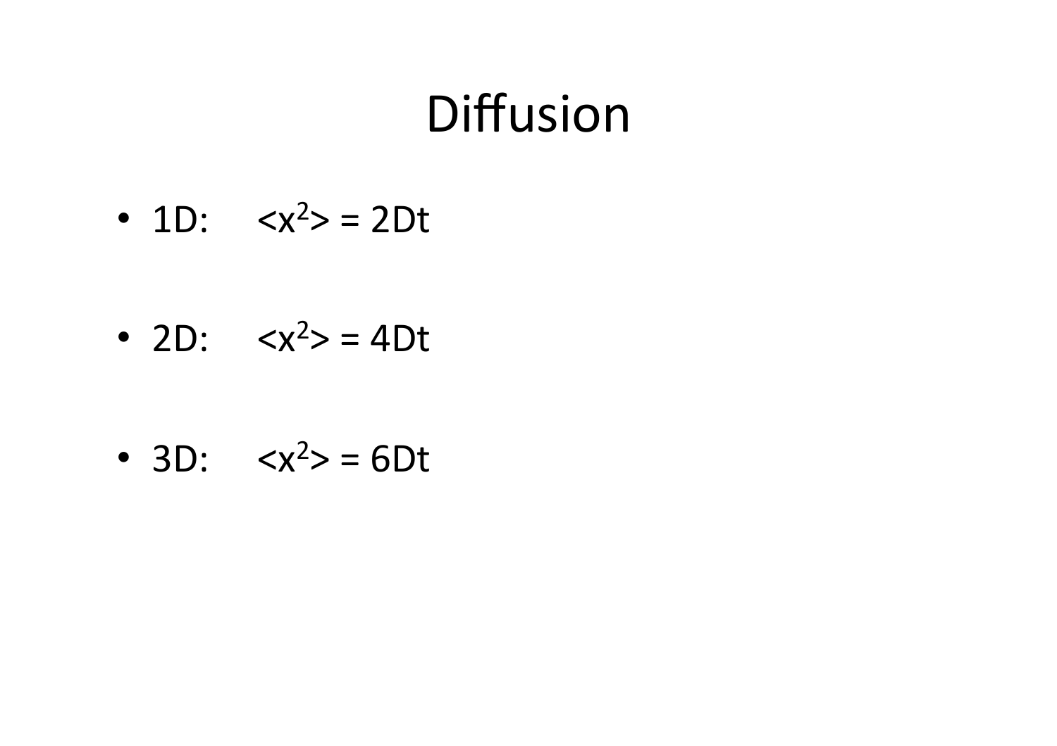# Diffusion

- 1D: $\langle x^2 \rangle = 2Dt$
- 2D: $\langle x^2 \rangle = 4Dt$
- 3D: $\langle x^2 \rangle = 6Dt$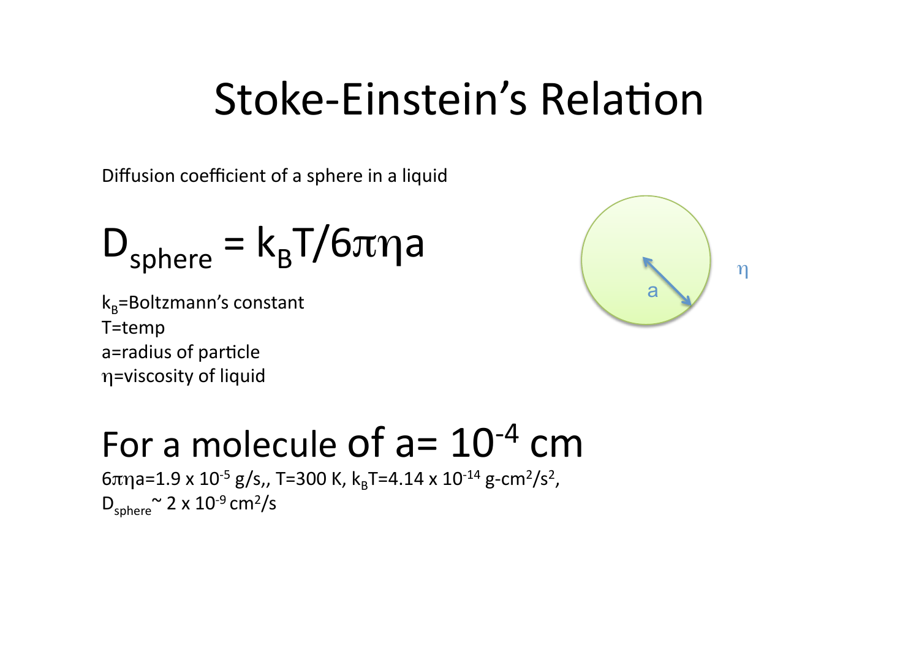# Stoke-Einstein's Relation

Diffusion coefficient of a sphere in a liquid

$$D_{sphere} = k_B T / 6\pi\eta a$$

$k_B$=Boltzmann's constant
T=temp
a=radius of particle
$\eta$=viscosity of liquid

## For a molecule of a= $10^{-4}$ cm

$6\pi\eta a = 1.9 \times 10^{-5}$ g/s,, T=300 K, $k_B T = 4.14 \times 10^{-14}$ g-cm$^2$/s$^2$,
$D_{sphere} \sim 2 \times 10^{-9}$ cm$^2$/s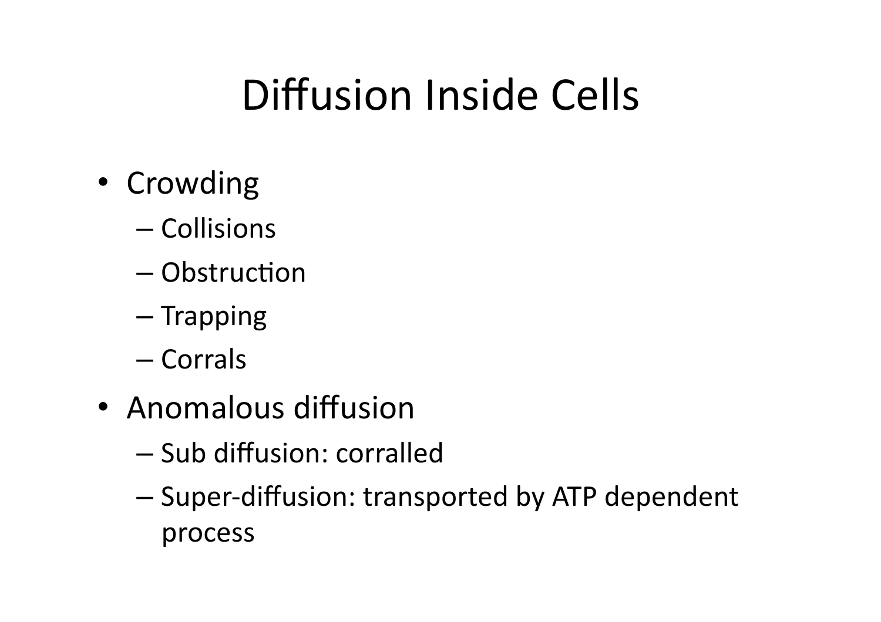# Diffusion Inside Cells

- Crowding
  - Collisions
  - Obstruction
  - Trapping
  - Corrals
- Anomalous diffusion
  - Sub diffusion: corralled
  - Super-diffusion: transported by ATP dependent process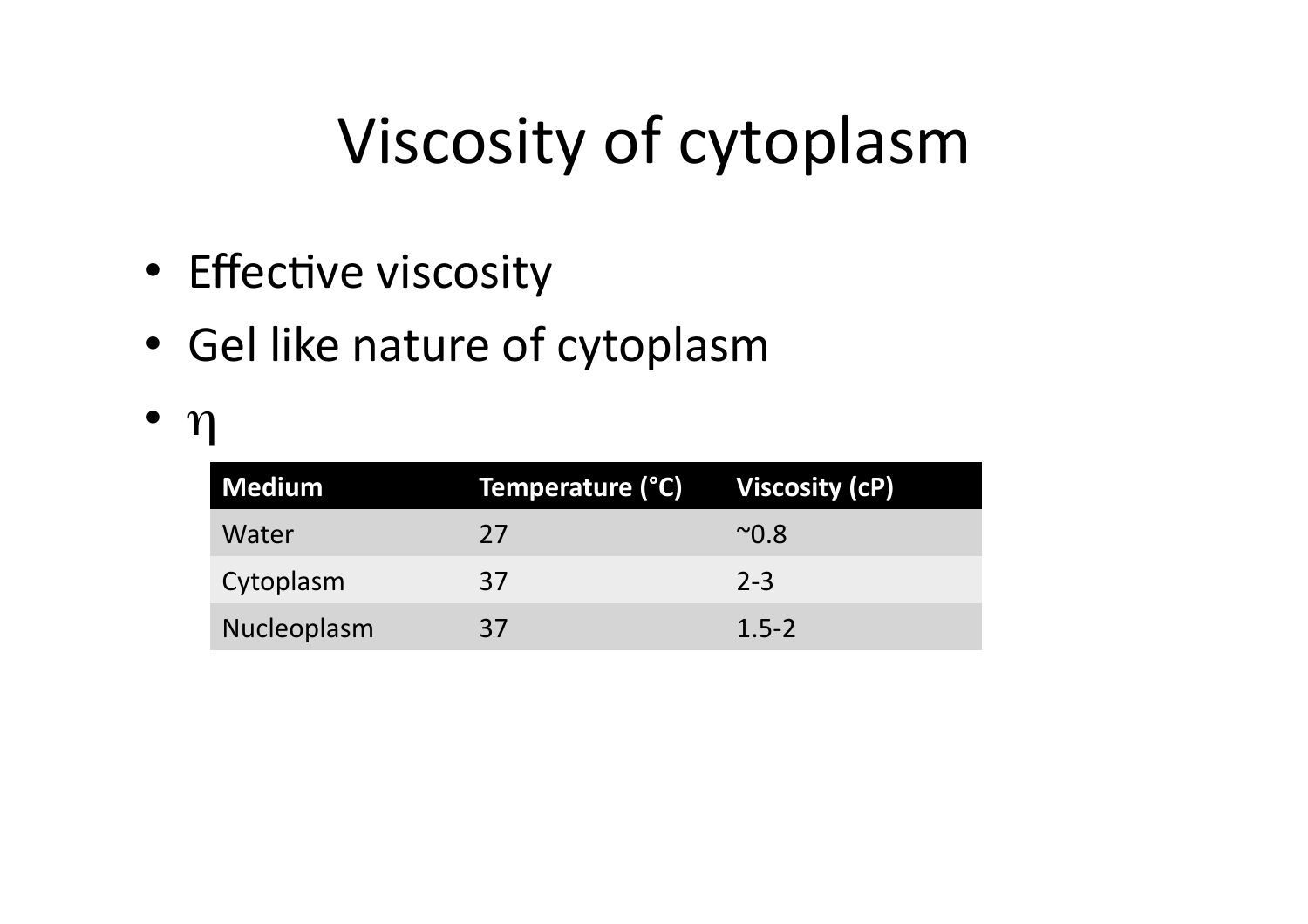# Viscosity of cytoplasm

- Effective viscosity
- Gel like nature of cytoplasm
- $\eta$

| Medium | Temperature (°C) | Viscosity (cP) |
|---|---|---|
| Water | 27 | ~0.8 |
| Cytoplasm | 37 | 2-3 |
| Nucleoplasm | 37 | 1.5-2 |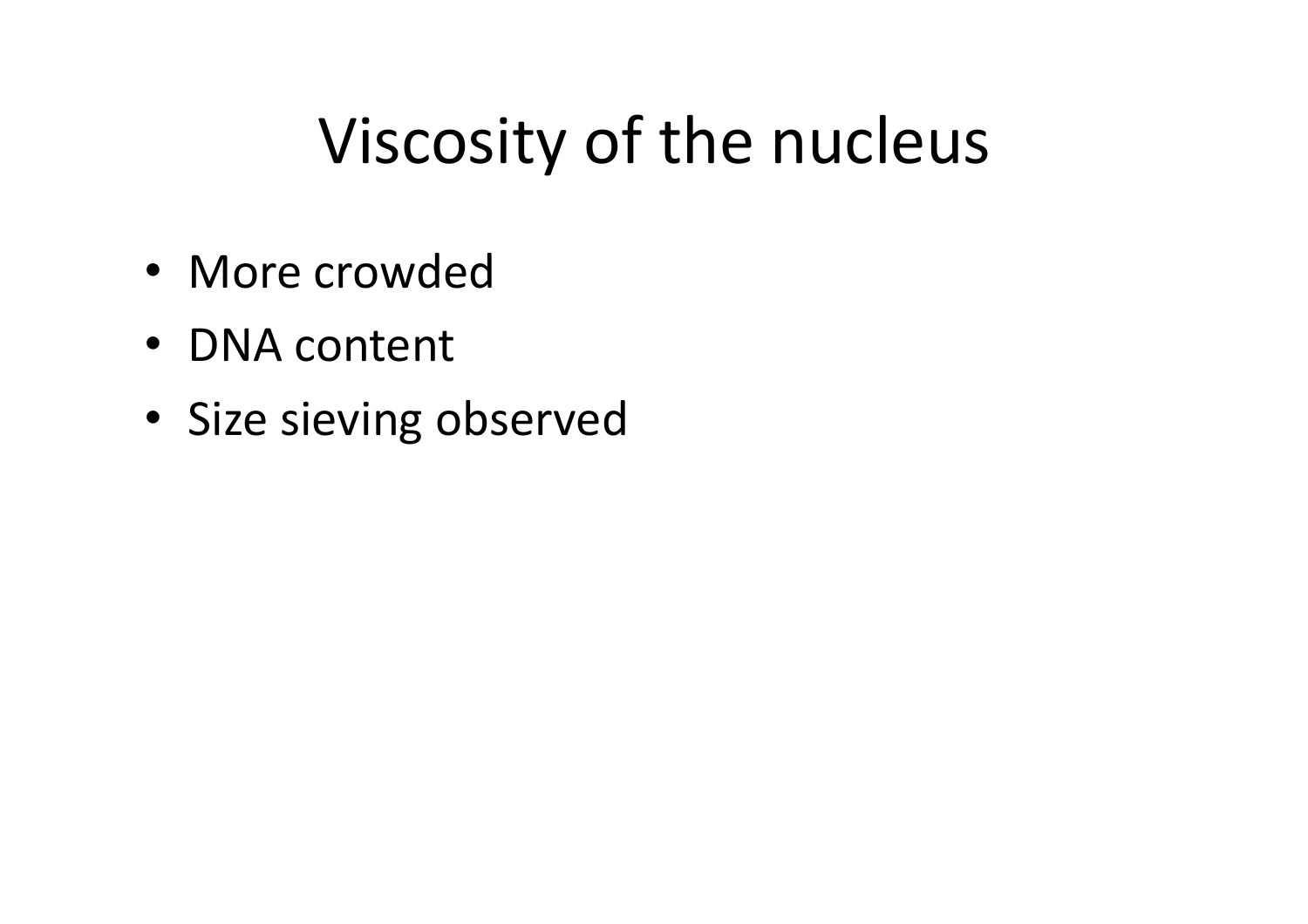# Viscosity of the nucleus

- More crowded
- DNA content
- Size sieving observed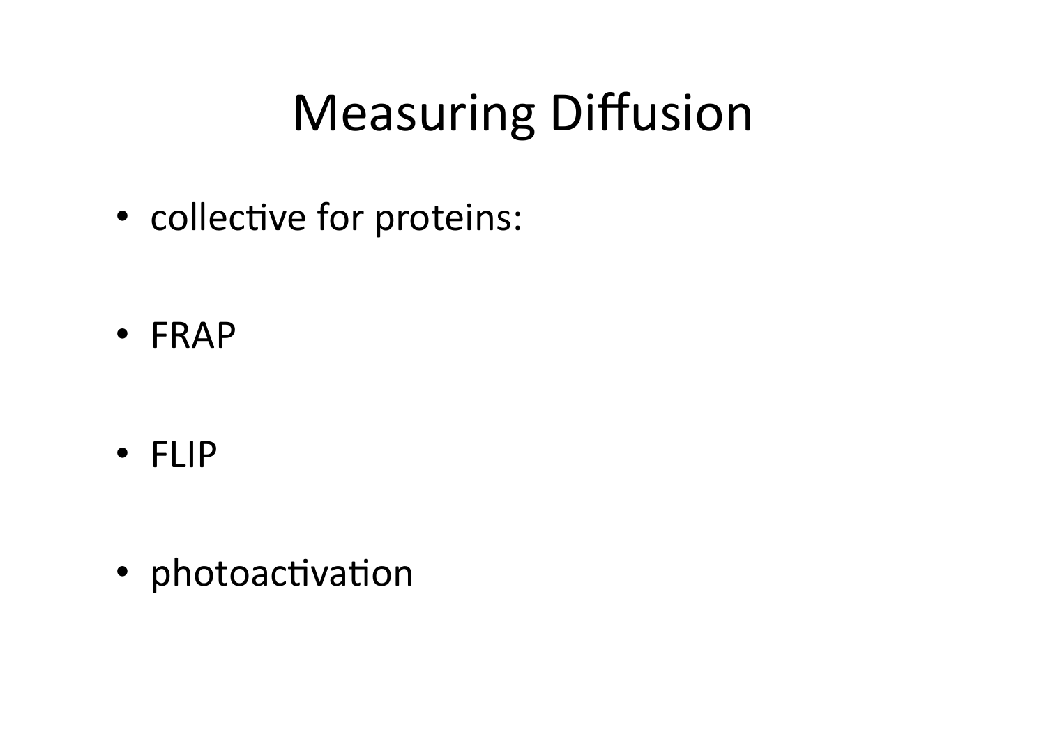# Measuring Diffusion

- collective for proteins:
- FRAP
- FLIP
- photoactivation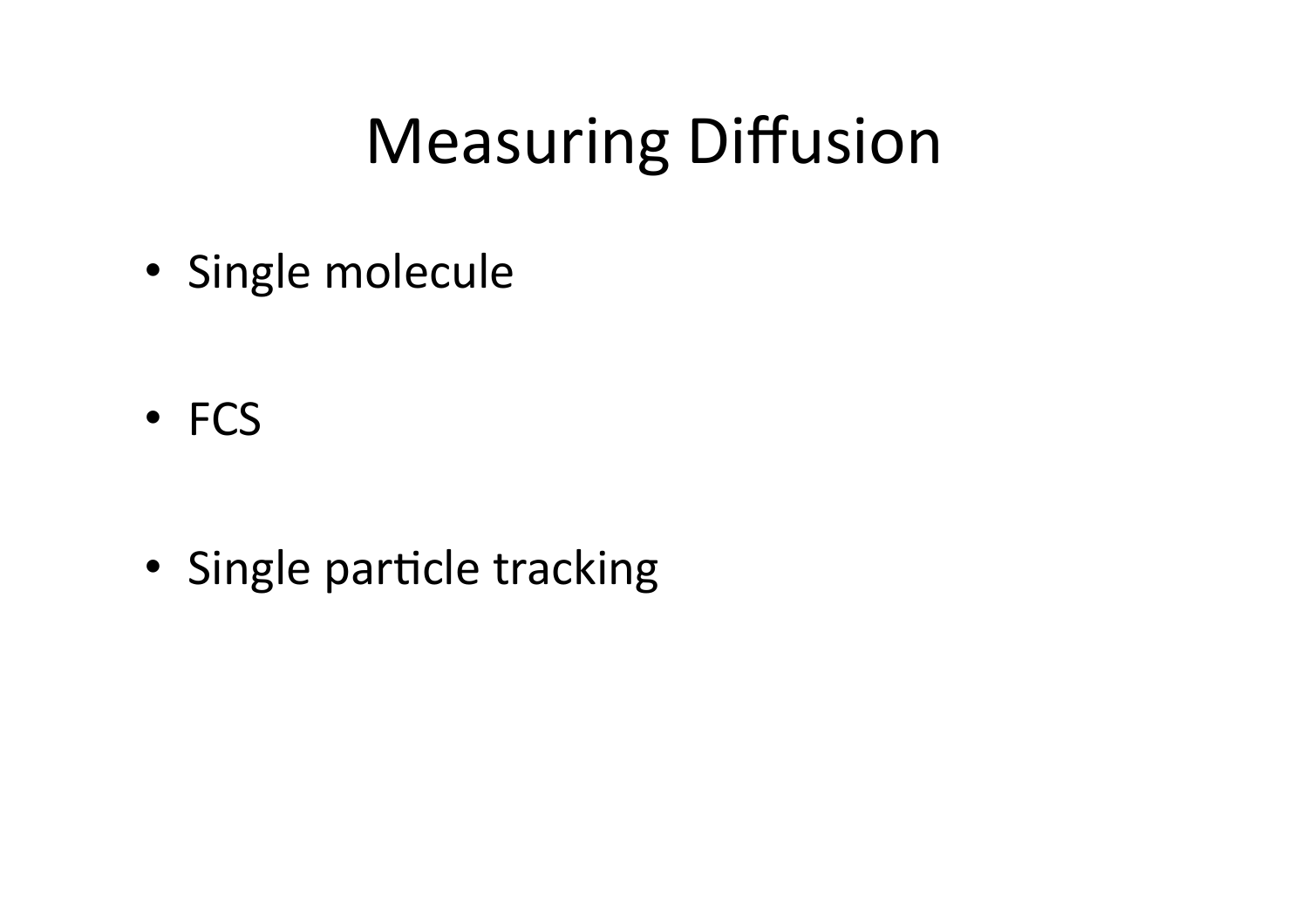# Measuring Diffusion

- Single molecule
- FCS
- Single particle tracking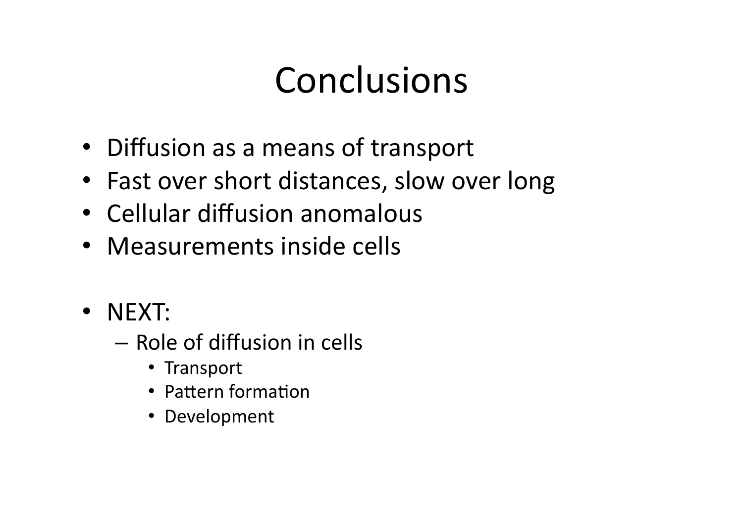# Conclusions

- Diffusion as a means of transport
- Fast over short distances, slow over long
- Cellular diffusion anomalous
- Measurements inside cells

- NEXT:
  - Role of diffusion in cells
    - Transport
    - Pattern formation
    - Development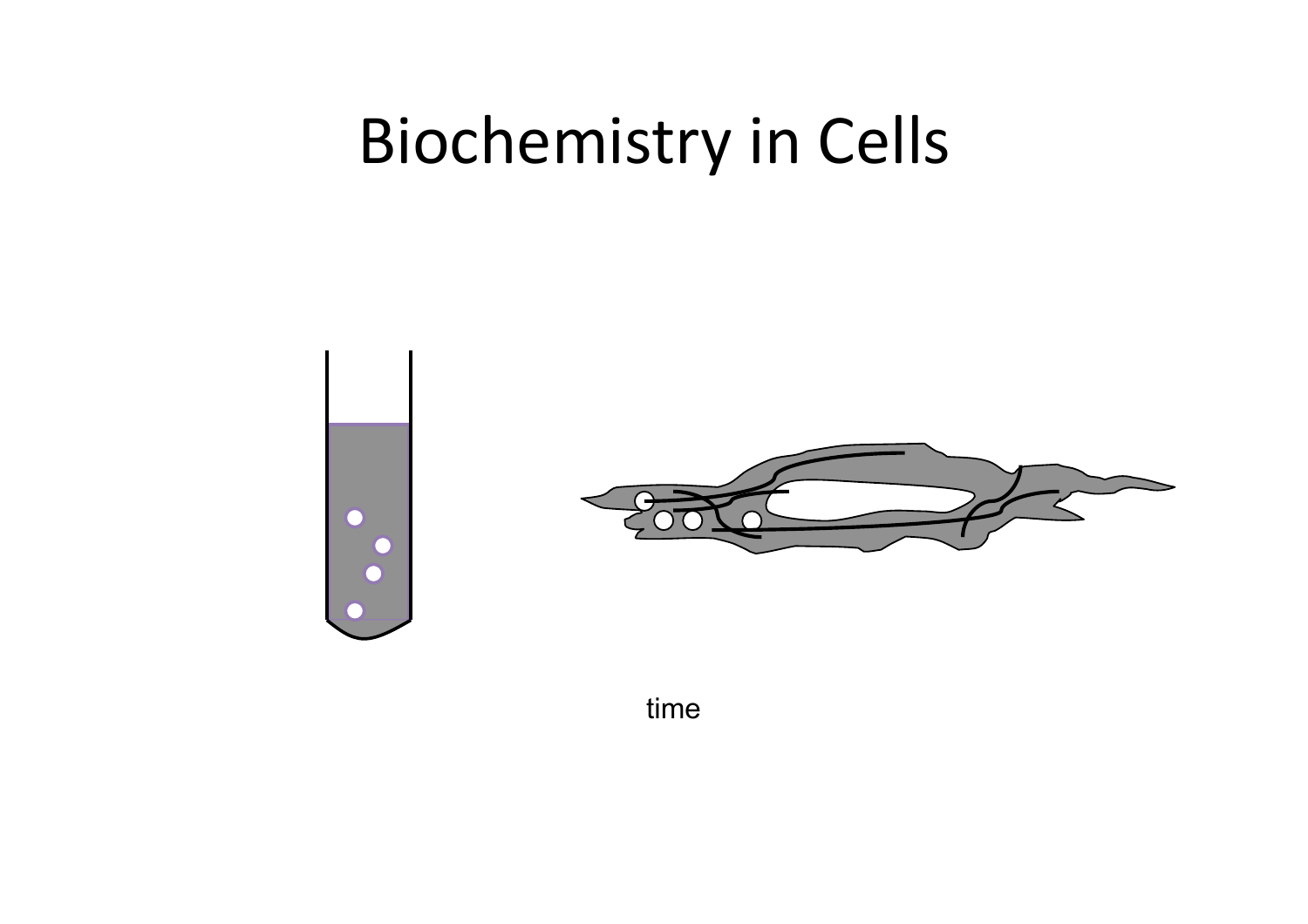# Biochemistry in Cells

time